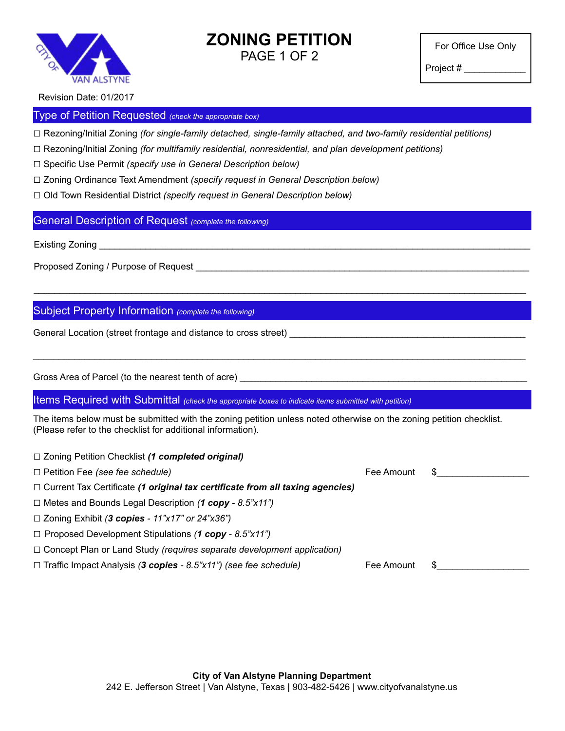# ZONING PETITION

PAGE 1 OF 2

For Office Use Only

Project # ____________

Revision Date: 01/2017

## Type of Petition Requested *(check the appropriate box)*

☐ Rezoning/Initial Zoning *(for single-family detached, single-family attached, and two-family residential petitions)*

☐ Rezoning/Initial Zoning *(for multifamily residential, nonresidential, and plan development petitions)*

☐ Specific Use Permit *(specify use in General Description below)*

☐ Zoning Ordinance Text Amendment *(specify request in General Description below)*

☐ Old Town Residential District *(specify request in General Description below)*

## General Description of Request *(complete the following)*

Existing Zoning ____________________________________________

Proposed Zoning / Purpose of Request ____________________________________________

____________________________________________

## Subject Property Information *(complete the following)*

General Location (street frontage and distance to cross street) ____________________________________________

____________________________________________

Gross Area of Parcel (to the nearest tenth of acre) ____________________________________________

## Items Required with Submittal *(check the appropriate boxes to indicate items submitted with petition)*

The items below must be submitted with the zoning petition unless noted otherwise on the zoning petition checklist. (Please refer to the checklist for additional information).

☐ Zoning Petition Checklist ***(1 completed original)***

☐ Petition Fee *(see fee schedule)* Fee Amount $__________________

☐ Current Tax Certificate ***(1 original tax certificate from all taxing agencies)***

☐ Metes and Bounds Legal Description *(**1 copy** - 8.5"x11")*

☐ Zoning Exhibit *(**3 copies** - 11"x17" or 24"x36")*

☐ Proposed Development Stipulations *(**1 copy** - 8.5"x11")*

☐ Concept Plan or Land Study *(requires separate development application)*

☐ Traffic Impact Analysis *(**3 copies** - 8.5"x11") (see fee schedule)* Fee Amount $__________________

**City of Van Alstyne Planning Department**

242 E. Jefferson Street | Van Alstyne, Texas | 903-482-5426 | www.cityofvanalstyne.us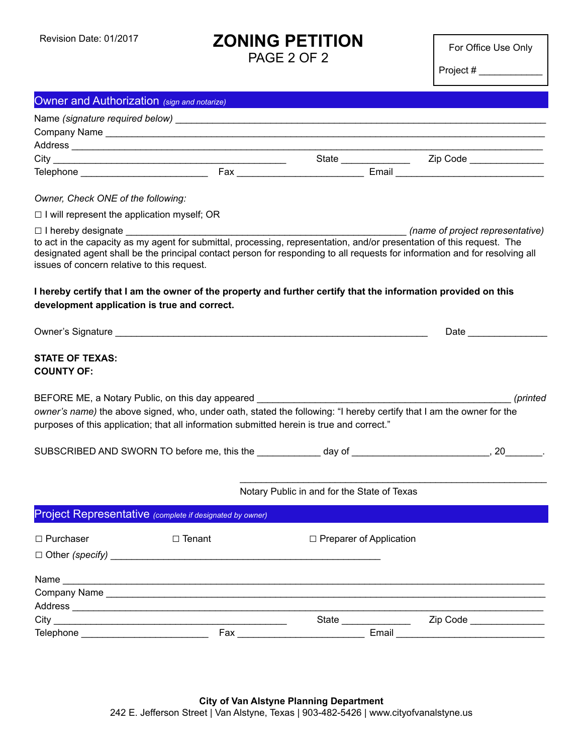Revision Date: 01/2017

# ZONING PETITION
PAGE 2 OF 2

For Office Use Only

Project # ____________

## Owner and Authorization *(sign and notarize)*

Name *(signature required below)* ___________________________________________

Company Name ___________________________________________

Address ___________________________________________

City ______________________________ State _____________ Zip Code ______________

Telephone ________________________ Fax ________________________ Email ____________________________

*Owner, Check ONE of the following:*

☐ I will represent the application myself; OR

☐ I hereby designate ______________________________________________ *(name of project representative)* to act in the capacity as my agent for submittal, processing, representation, and/or presentation of this request. The designated agent shall be the principal contact person for responding to all requests for information and for resolving all issues of concern relative to this request.

**I hereby certify that I am the owner of the property and further certify that the information provided on this development application is true and correct.**

Owner's Signature ____________________________________________________ Date _______________

**STATE OF TEXAS:**
**COUNTY OF:**

BEFORE ME, a Notary Public, on this day appeared ______________________________________________ *(printed owner's name)* the above signed, who, under oath, stated the following: "I hereby certify that I am the owner for the purposes of this application; that all information submitted herein is true and correct."

SUBSCRIBED AND SWORN TO before me, this the ____________ day of _________________________, 20_______.

_______________________________________________________
Notary Public in and for the State of Texas

## Project Representative *(complete if designated by owner)*

☐ Purchaser ☐ Tenant ☐ Preparer of Application

☐ Other *(specify)* ____________________________________________________

Name ___________________________________________

Company Name ___________________________________________

Address ___________________________________________

City ______________________________ State _____________ Zip Code ______________

Telephone ________________________ Fax ________________________ Email ____________________________

**City of Van Alstyne Planning Department**
242 E. Jefferson Street | Van Alstyne, Texas | 903-482-5426 | www.cityofvanalstyne.us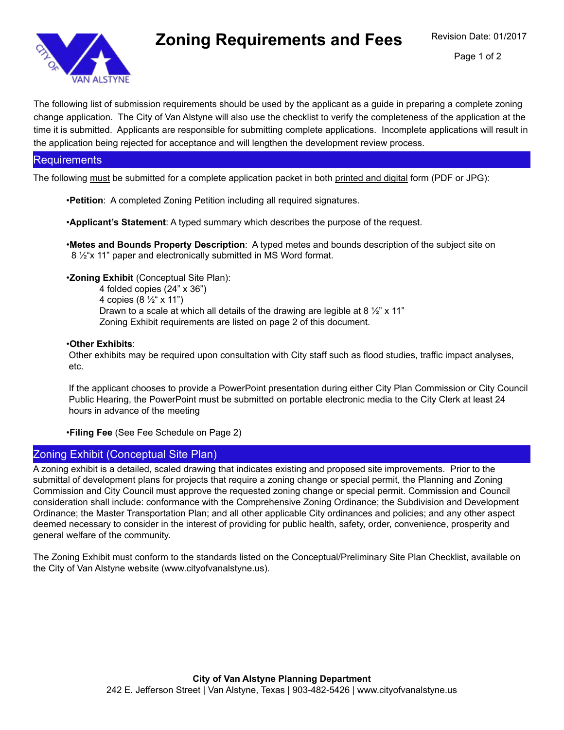# Zoning Requirements and Fees

Revision Date: 01/2017

The following list of submission requirements should be used by the applicant as a guide in preparing a complete zoning change application. The City of Van Alstyne will also use the checklist to verify the completeness of the application at the time it is submitted. Applicants are responsible for submitting complete applications. Incomplete applications will result in the application being rejected for acceptance and will lengthen the development review process.

## Requirements

The following must be submitted for a complete application packet in both printed and digital form (PDF or JPG):

- **Petition**: A completed Zoning Petition including all required signatures.
- **Applicant's Statement**: A typed summary which describes the purpose of the request.
- **Metes and Bounds Property Description**: A typed metes and bounds description of the subject site on 8 ½"x 11" paper and electronically submitted in MS Word format.
- **Zoning Exhibit** (Conceptual Site Plan):
  - 4 folded copies (24" x 36")
  - 4 copies (8 ½" x 11")
  - Drawn to a scale at which all details of the drawing are legible at 8 ½" x 11"
  - Zoning Exhibit requirements are listed on page 2 of this document.
- **Other Exhibits**:

  Other exhibits may be required upon consultation with City staff such as flood studies, traffic impact analyses, etc.

  If the applicant chooses to provide a PowerPoint presentation during either City Plan Commission or City Council Public Hearing, the PowerPoint must be submitted on portable electronic media to the City Clerk at least 24 hours in advance of the meeting
- **Filing Fee** (See Fee Schedule on Page 2)

## Zoning Exhibit (Conceptual Site Plan)

A zoning exhibit is a detailed, scaled drawing that indicates existing and proposed site improvements. Prior to the submittal of development plans for projects that require a zoning change or special permit, the Planning and Zoning Commission and City Council must approve the requested zoning change or special permit. Commission and Council consideration shall include: conformance with the Comprehensive Zoning Ordinance; the Subdivision and Development Ordinance; the Master Transportation Plan; and all other applicable City ordinances and policies; and any other aspect deemed necessary to consider in the interest of providing for public health, safety, order, convenience, prosperity and general welfare of the community.

The Zoning Exhibit must conform to the standards listed on the Conceptual/Preliminary Site Plan Checklist, available on the City of Van Alstyne website (www.cityofvanalstyne.us).

**City of Van Alstyne Planning Department**
242 E. Jefferson Street | Van Alstyne, Texas | 903-482-5426 | www.cityofvanalstyne.us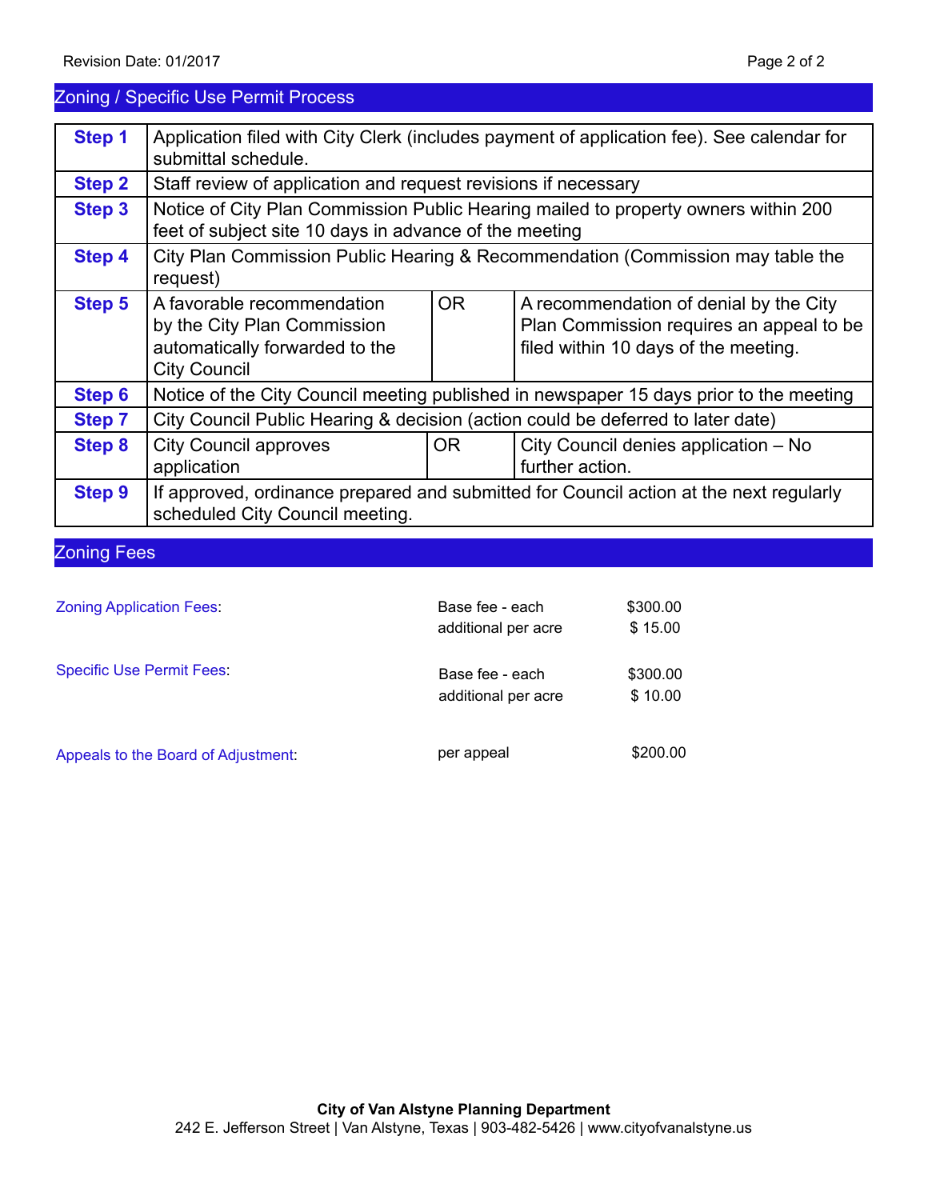## Zoning / Specific Use Permit Process

| | | | |
|---|---|---|---|
| **Step 1** | Application filed with City Clerk (includes payment of application fee). See calendar for submittal schedule. | | |
| **Step 2** | Staff review of application and request revisions if necessary | | |
| **Step 3** | Notice of City Plan Commission Public Hearing mailed to property owners within 200 feet of subject site 10 days in advance of the meeting | | |
| **Step 4** | City Plan Commission Public Hearing & Recommendation (Commission may table the request) | | |
| **Step 5** | A favorable recommendation by the City Plan Commission automatically forwarded to the City Council | OR | A recommendation of denial by the City Plan Commission requires an appeal to be filed within 10 days of the meeting. |
| **Step 6** | Notice of the City Council meeting published in newspaper 15 days prior to the meeting | | |
| **Step 7** | City Council Public Hearing & decision (action could be deferred to later date) | | |
| **Step 8** | City Council approves application | OR | City Council denies application – No further action. |
| **Step 9** | If approved, ordinance prepared and submitted for Council action at the next regularly scheduled City Council meeting. | | |

## Zoning Fees

| | | |
|---|---|---|
| Zoning Application Fees: | Base fee - each | $300.00 |
| | additional per acre | $ 15.00 |
| Specific Use Permit Fees: | Base fee - each | $300.00 |
| | additional per acre | $ 10.00 |
| Appeals to the Board of Adjustment: | per appeal | $200.00 |

**City of Van Alstyne Planning Department**
242 E. Jefferson Street | Van Alstyne, Texas | 903-482-5426 | www.cityofvanalstyne.us